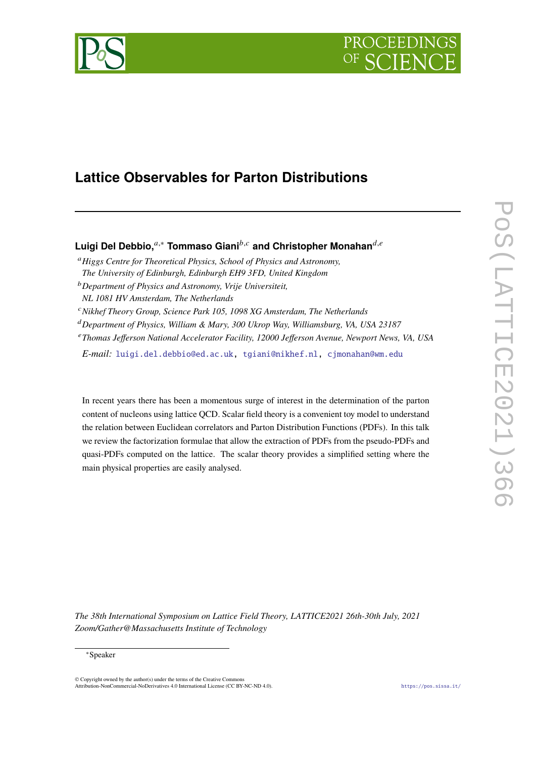# Lattice Observables for Parton Distributions

**Luigi Del Debbio,**[a,*] **Tommaso Giani**[b,c] **and Christopher Monahan**[d,e]

[a] *Higgs Centre for Theoretical Physics, School of Physics and Astronomy, The University of Edinburgh, Edinburgh EH9 3FD, United Kingdom*

[b] *Department of Physics and Astronomy, Vrije Universiteit, NL 1081 HV Amsterdam, The Netherlands*

[c] *Nikhef Theory Group, Science Park 105, 1098 XG Amsterdam, The Netherlands*

[d] *Department of Physics, William & Mary, 300 Ukrop Way, Williamsburg, VA, USA 23187*

[e] *Thomas Jefferson National Accelerator Facility, 12000 Jefferson Avenue, Newport News, VA, USA*

*E-mail:* luigi.del.debbio@ed.ac.uk, tgiani@nikhef.nl, cjmonahan@wm.edu

In recent years there has been a momentous surge of interest in the determination of the parton content of nucleons using lattice QCD. Scalar field theory is a convenient toy model to understand the relation between Euclidean correlators and Parton Distribution Functions (PDFs). In this talk we review the factorization formulae that allow the extraction of PDFs from the pseudo-PDFs and quasi-PDFs computed on the lattice. The scalar theory provides a simplified setting where the main physical properties are easily analysed.

*The 38th International Symposium on Lattice Field Theory, LATTICE2021 26th-30th July, 2021 Zoom/Gather@Massachusetts Institute of Technology*

[*] Speaker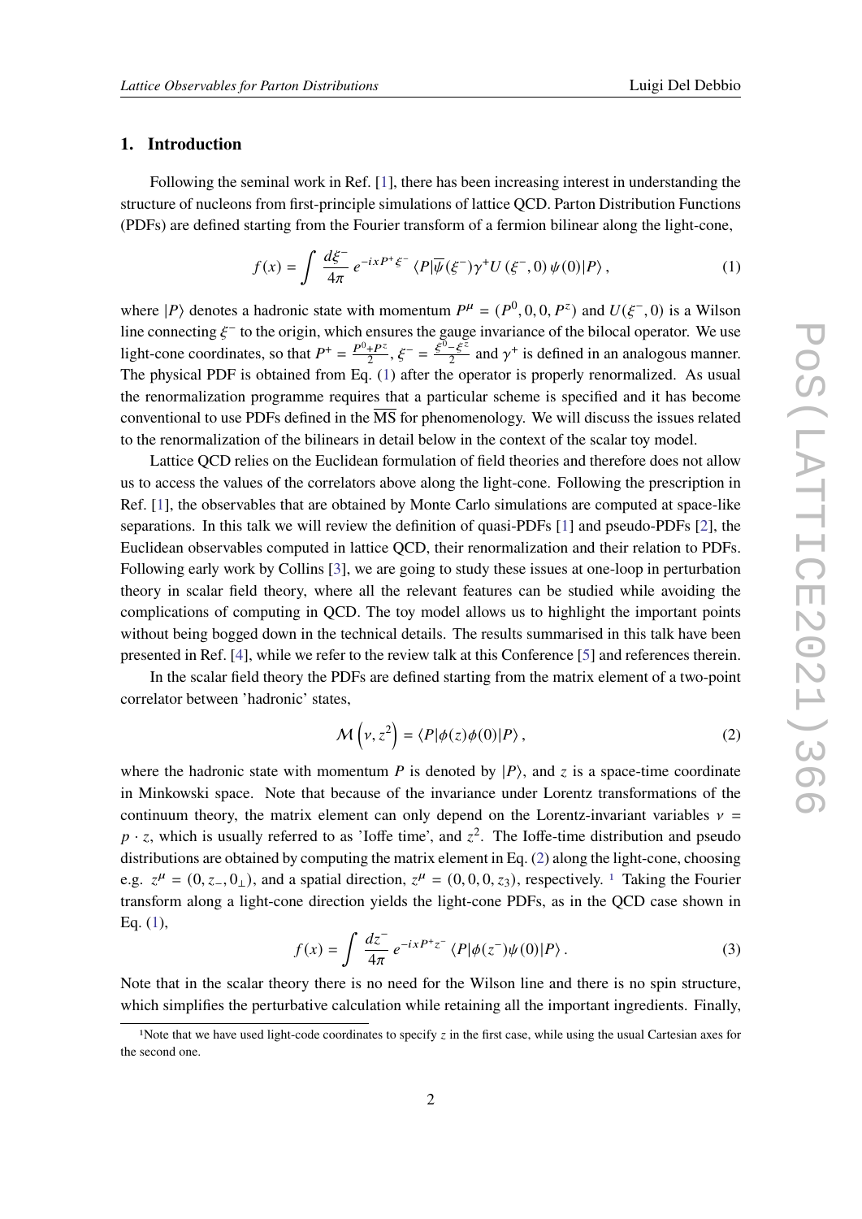## 1. Introduction

Following the seminal work in Ref. [1], there has been increasing interest in understanding the structure of nucleons from first-principle simulations of lattice QCD. Parton Distribution Functions (PDFs) are defined starting from the Fourier transform of a fermion bilinear along the light-cone,

$$f(x) = \int \frac{d\xi^-}{4\pi}\, e^{-ixP^+\xi^-}\, \langle P|\overline{\psi}(\xi^-)\gamma^+ U(\xi^-,0)\,\psi(0)|P\rangle\,, \tag{1}$$

where $|P\rangle$ denotes a hadronic state with momentum $P^\mu = (P^0, 0, 0, P^z)$ and $U(\xi^-, 0)$ is a Wilson line connecting $\xi^-$ to the origin, which ensures the gauge invariance of the bilocal operator. We use light-cone coordinates, so that $P^+ = \frac{P^0+P^z}{2}$, $\xi^- = \frac{\xi^0-\xi^z}{2}$ and $\gamma^+$ is defined in an analogous manner. The physical PDF is obtained from Eq. (1) after the operator is properly renormalized. As usual the renormalization programme requires that a particular scheme is specified and it has become conventional to use PDFs defined in the $\overline{\mathrm{MS}}$ for phenomenology. We will discuss the issues related to the renormalization of the bilinears in detail below in the context of the scalar toy model.

Lattice QCD relies on the Euclidean formulation of field theories and therefore does not allow us to access the values of the correlators above along the light-cone. Following the prescription in Ref. [1], the observables that are obtained by Monte Carlo simulations are computed at space-like separations. In this talk we will review the definition of quasi-PDFs [1] and pseudo-PDFs [2], the Euclidean observables computed in lattice QCD, their renormalization and their relation to PDFs. Following early work by Collins [3], we are going to study these issues at one-loop in perturbation theory in scalar field theory, where all the relevant features can be studied while avoiding the complications of computing in QCD. The toy model allows us to highlight the important points without being bogged down in the technical details. The results summarised in this talk have been presented in Ref. [4], while we refer to the review talk at this Conference [5] and references therein.

In the scalar field theory the PDFs are defined starting from the matrix element of a two-point correlator between 'hadronic' states,

$$\mathcal{M}\left(\nu, z^2\right) = \langle P|\phi(z)\phi(0)|P\rangle\,, \tag{2}$$

where the hadronic state with momentum $P$ is denoted by $|P\rangle$, and $z$ is a space-time coordinate in Minkowski space. Note that because of the invariance under Lorentz transformations of the continuum theory, the matrix element can only depend on the Lorentz-invariant variables $\nu = p \cdot z$, which is usually referred to as 'Ioffe time', and $z^2$. The Ioffe-time distribution and pseudo distributions are obtained by computing the matrix element in Eq. (2) along the light-cone, choosing e.g. $z^\mu = (0, z_-, 0_\perp)$, and a spatial direction, $z^\mu = (0, 0, 0, z_3)$, respectively. [1] Taking the Fourier transform along a light-cone direction yields the light-cone PDFs, as in the QCD case shown in Eq. (1),

$$f(x) = \int \frac{dz^-}{4\pi}\, e^{-ixP^+z^-}\, \langle P|\phi(z^-)\psi(0)|P\rangle\,. \tag{3}$$

Note that in the scalar theory there is no need for the Wilson line and there is no spin structure, which simplifies the perturbative calculation while retaining all the important ingredients. Finally,

[1] Note that we have used light-code coordinates to specify $z$ in the first case, while using the usual Cartesian axes for the second one.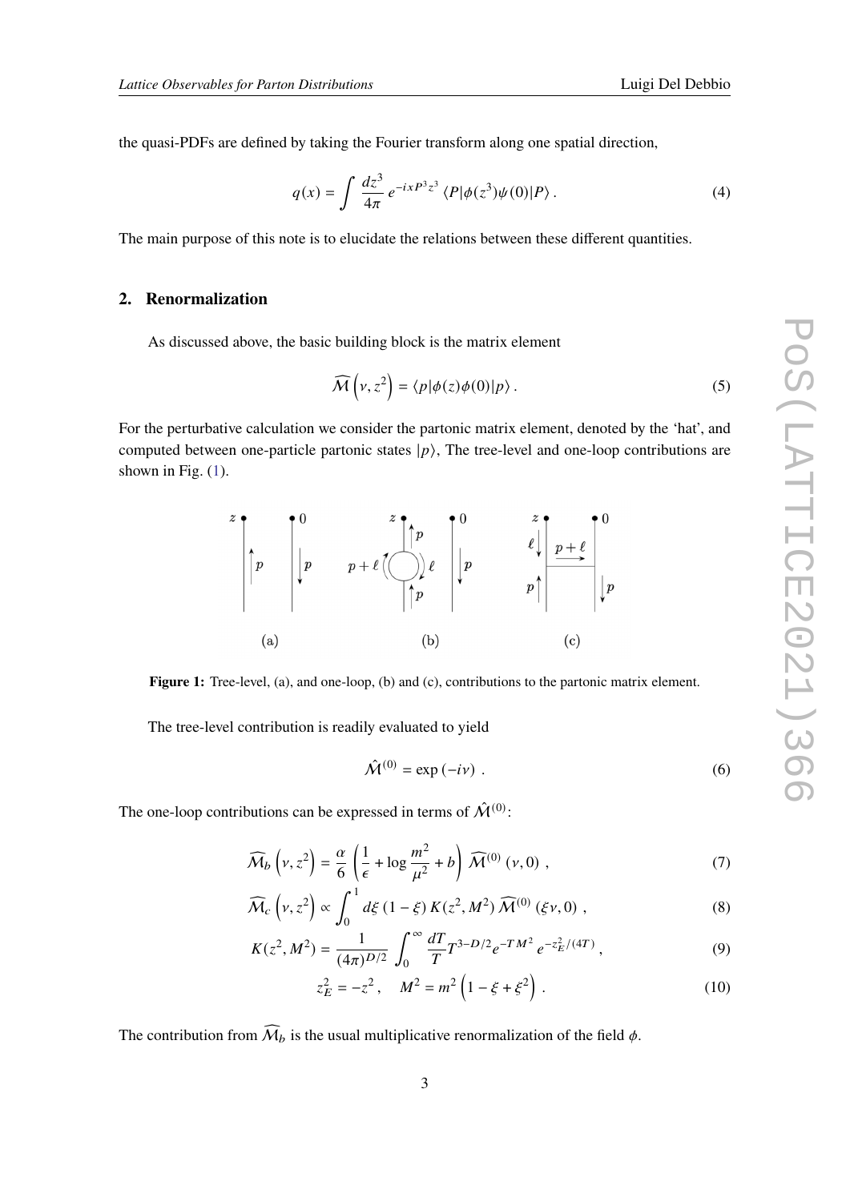the quasi-PDFs are defined by taking the Fourier transform along one spatial direction,

$$q(x) = \int \frac{dz^3}{4\pi} \, e^{-ixP^3 z^3} \, \langle P|\phi(z^3)\psi(0)|P\rangle \,. \tag{4}$$

The main purpose of this note is to elucidate the relations between these different quantities.

## 2. Renormalization

As discussed above, the basic building block is the matrix element

$$\widehat{\mathcal{M}}\left(\nu, z^2\right) = \langle p|\phi(z)\phi(0)|p\rangle \,. \tag{5}$$

For the perturbative calculation we consider the partonic matrix element, denoted by the 'hat', and computed between one-particle partonic states $|p\rangle$, The tree-level and one-loop contributions are shown in Fig. (1).

**Figure 1:** Tree-level, (a), and one-loop, (b) and (c), contributions to the partonic matrix element.

The tree-level contribution is readily evaluated to yield

$$\hat{\mathcal{M}}^{(0)} = \exp\left(-i\nu\right) \,. \tag{6}$$

The one-loop contributions can be expressed in terms of $\hat{\mathcal{M}}^{(0)}$:

$$\widehat{\mathcal{M}}_b\left(\nu, z^2\right) = \frac{\alpha}{6}\left(\frac{1}{\epsilon} + \log\frac{m^2}{\mu^2} + b\right)\widehat{\mathcal{M}}^{(0)}\left(\nu, 0\right) \,, \tag{7}$$

$$\widehat{\mathcal{M}}_c\left(\nu, z^2\right) \propto \int_0^1 d\xi\,(1-\xi)\,K(z^2, M^2)\,\widehat{\mathcal{M}}^{(0)}\left(\xi\nu, 0\right) \,, \tag{8}$$

$$K(z^2, M^2) = \frac{1}{(4\pi)^{D/2}} \int_0^\infty \frac{dT}{T} T^{3-D/2} e^{-TM^2}\, e^{-z_E^2/(4T)} \,, \tag{9}$$

$$z_E^2 = -z^2 \,, \quad M^2 = m^2\left(1 - \xi + \xi^2\right) \,. \tag{10}$$

The contribution from $\widehat{\mathcal{M}}_b$ is the usual multiplicative renormalization of the field $\phi$.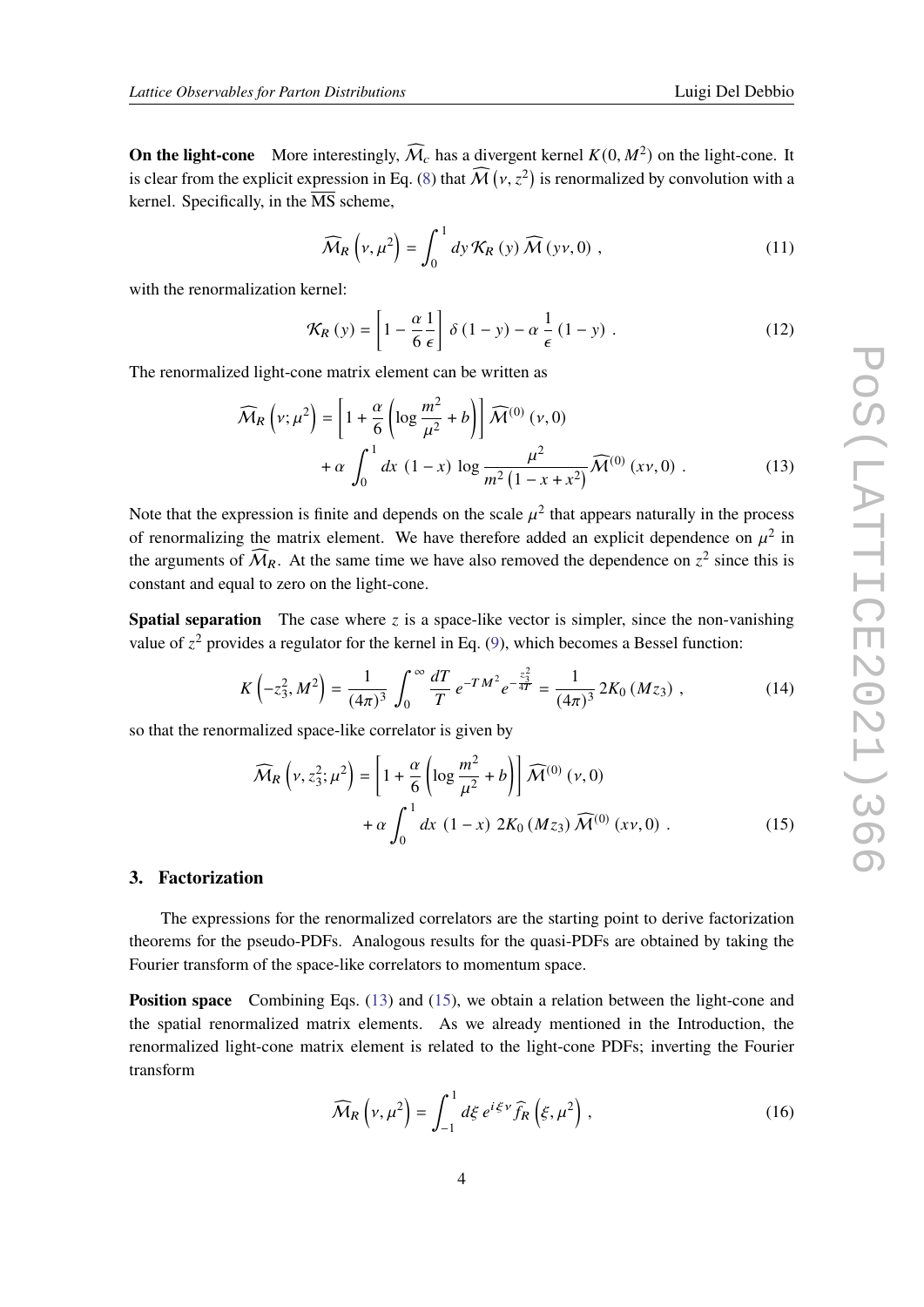**On the light-cone** More interestingly, $\widehat{\mathcal{M}}_c$ has a divergent kernel $K(0, M^2)$ on the light-cone. It is clear from the explicit expression in Eq. (8) that $\widehat{\mathcal{M}}\left(\nu, z^2\right)$ is renormalized by convolution with a kernel. Specifically, in the $\overline{\text{MS}}$ scheme,

$$\widehat{\mathcal{M}}_R\left(\nu, \mu^2\right) = \int_0^1 dy\, \mathcal{K}_R\left(y\right) \widehat{\mathcal{M}}\left(y\nu, 0\right) , \tag{11}$$

with the renormalization kernel:

$$\mathcal{K}_R\left(y\right) = \left[1 - \frac{\alpha}{6}\frac{1}{\epsilon}\right] \delta\left(1 - y\right) - \alpha\, \frac{1}{\epsilon}\left(1 - y\right) . \tag{12}$$

The renormalized light-cone matrix element can be written as

$$\begin{aligned}\widehat{\mathcal{M}}_R\left(\nu; \mu^2\right) &= \left[1 + \frac{\alpha}{6}\left(\log\frac{m^2}{\mu^2} + b\right)\right] \widehat{\mathcal{M}}^{(0)}\left(\nu, 0\right) \\ &\quad + \alpha \int_0^1 dx\, \left(1 - x\right) \log\frac{\mu^2}{m^2\left(1 - x + x^2\right)} \widehat{\mathcal{M}}^{(0)}\left(x\nu, 0\right) .\end{aligned} \tag{13}$$

Note that the expression is finite and depends on the scale $\mu^2$ that appears naturally in the process of renormalizing the matrix element. We have therefore added an explicit dependence on $\mu^2$ in the arguments of $\widehat{\mathcal{M}}_R$. At the same time we have also removed the dependence on $z^2$ since this is constant and equal to zero on the light-cone.

**Spatial separation** The case where $z$ is a space-like vector is simpler, since the non-vanishing value of $z^2$ provides a regulator for the kernel in Eq. (9), which becomes a Bessel function:

$$K\left(-z_3^2, M^2\right) = \frac{1}{(4\pi)^3}\int_0^\infty \frac{dT}{T}\, e^{-TM^2} e^{-\frac{z_3^2}{4T}} = \frac{1}{(4\pi)^3}\, 2K_0\left(Mz_3\right) , \tag{14}$$

so that the renormalized space-like correlator is given by

$$\begin{aligned}\widehat{\mathcal{M}}_R\left(\nu, z_3^2; \mu^2\right) &= \left[1 + \frac{\alpha}{6}\left(\log\frac{m^2}{\mu^2} + b\right)\right] \widehat{\mathcal{M}}^{(0)}\left(\nu, 0\right) \\ &\quad + \alpha \int_0^1 dx\, \left(1 - x\right)\, 2K_0\left(Mz_3\right) \widehat{\mathcal{M}}^{(0)}\left(x\nu, 0\right) .\end{aligned} \tag{15}$$

## 3. Factorization

The expressions for the renormalized correlators are the starting point to derive factorization theorems for the pseudo-PDFs. Analogous results for the quasi-PDFs are obtained by taking the Fourier transform of the space-like correlators to momentum space.

**Position space** Combining Eqs. (13) and (15), we obtain a relation between the light-cone and the spatial renormalized matrix elements. As we already mentioned in the Introduction, the renormalized light-cone matrix element is related to the light-cone PDFs; inverting the Fourier transform

$$\widehat{\mathcal{M}}_R\left(\nu, \mu^2\right) = \int_{-1}^1 d\xi\, e^{i\xi\nu} \widehat{f}_R\left(\xi, \mu^2\right) , \tag{16}$$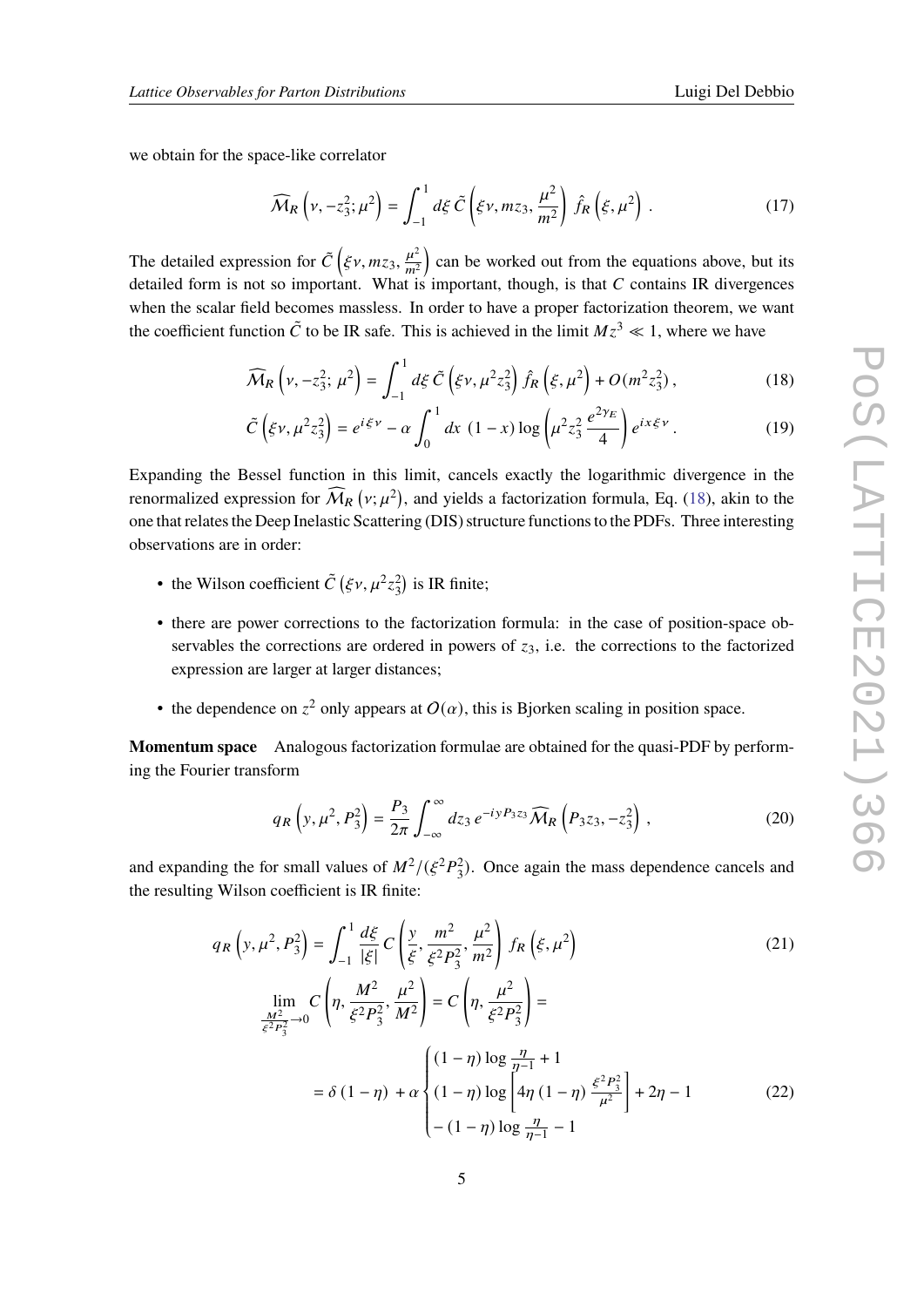we obtain for the space-like correlator

$$\widehat{\mathcal{M}}_R\left(\nu, -z_3^2; \mu^2\right) = \int_{-1}^{1} d\xi\, \tilde{C}\left(\xi\nu, m z_3, \frac{\mu^2}{m^2}\right)\, \hat{f}_R\left(\xi, \mu^2\right)\,. \tag{17}$$

The detailed expression for $\tilde{C}\left(\xi\nu, m z_3, \frac{\mu^2}{m^2}\right)$ can be worked out from the equations above, but its detailed form is not so important. What is important, though, is that $C$ contains IR divergences when the scalar field becomes massless. In order to have a proper factorization theorem, we want the coefficient function $\tilde{C}$ to be IR safe. This is achieved in the limit $Mz^3 \ll 1$, where we have

$$\widehat{\mathcal{M}}_R\left(\nu, -z_3^2;\, \mu^2\right) = \int_{-1}^{1} d\xi\, \tilde{C}\left(\xi\nu, \mu^2 z_3^2\right)\, \hat{f}_R\left(\xi, \mu^2\right) + O(m^2 z_3^2)\,, \tag{18}$$

$$\tilde{C}\left(\xi\nu, \mu^2 z_3^2\right) = e^{i\xi\nu} - \alpha \int_0^1 dx\, (1-x) \log\left(\mu^2 z_3^2 \frac{e^{2\gamma_E}}{4}\right) e^{ix\xi\nu}\,. \tag{19}$$

Expanding the Bessel function in this limit, cancels exactly the logarithmic divergence in the renormalized expression for $\widehat{\mathcal{M}}_R\left(\nu; \mu^2\right)$, and yields a factorization formula, Eq. (18), akin to the one that relates the Deep Inelastic Scattering (DIS) structure functions to the PDFs. Three interesting observations are in order:

- the Wilson coefficient $\tilde{C}\left(\xi\nu, \mu^2 z_3^2\right)$ is IR finite;
- there are power corrections to the factorization formula: in the case of position-space observables the corrections are ordered in powers of $z_3$, i.e. the corrections to the factorized expression are larger at larger distances;
- the dependence on $z^2$ only appears at $O(\alpha)$, this is Bjorken scaling in position space.

**Momentum space** Analogous factorization formulae are obtained for the quasi-PDF by performing the Fourier transform

$$q_R\left(y, \mu^2, P_3^2\right) = \frac{P_3}{2\pi} \int_{-\infty}^{\infty} dz_3\, e^{-iyP_3 z_3}\, \widehat{\mathcal{M}}_R\left(P_3 z_3, -z_3^2\right)\,, \tag{20}$$

and expanding the for small values of $M^2/(\xi^2 P_3^2)$. Once again the mass dependence cancels and the resulting Wilson coefficient is IR finite:

$$q_R\left(y, \mu^2, P_3^2\right) = \int_{-1}^{1} \frac{d\xi}{|\xi|}\, C\left(\frac{y}{\xi}, \frac{m^2}{\xi^2 P_3^2}, \frac{\mu^2}{m^2}\right)\, f_R\left(\xi, \mu^2\right) \tag{21}$$

$$\lim_{\frac{M^2}{\xi^2 P_3^2}\to 0} C\left(\eta, \frac{M^2}{\xi^2 P_3^2}, \frac{\mu^2}{M^2}\right) = C\left(\eta, \frac{\mu^2}{\xi^2 P_3^2}\right) =$$

$$= \delta\left(1-\eta\right) + \alpha \begin{cases} (1-\eta)\log\frac{\eta}{\eta-1} + 1 \\ (1-\eta)\log\left[4\eta\,(1-\eta)\,\frac{\xi^2 P_3^2}{\mu^2}\right] + 2\eta - 1 \\ -(1-\eta)\log\frac{\eta}{\eta-1} - 1 \end{cases} \tag{22}$$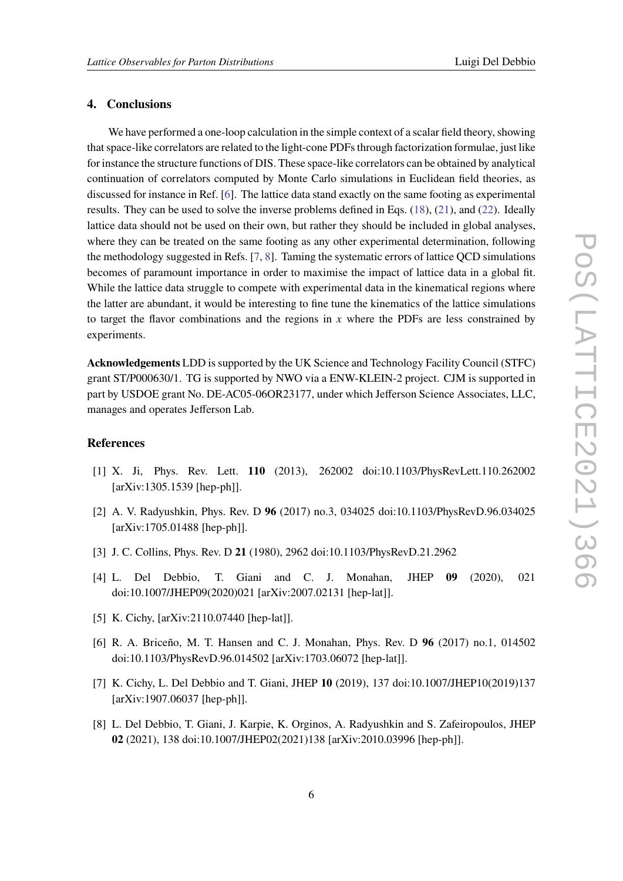## 4. Conclusions

We have performed a one-loop calculation in the simple context of a scalar field theory, showing that space-like correlators are related to the light-cone PDFs through factorization formulae, just like for instance the structure functions of DIS. These space-like correlators can be obtained by analytical continuation of correlators computed by Monte Carlo simulations in Euclidean field theories, as discussed for instance in Ref. [6]. The lattice data stand exactly on the same footing as experimental results. They can be used to solve the inverse problems defined in Eqs. (18), (21), and (22). Ideally lattice data should not be used on their own, but rather they should be included in global analyses, where they can be treated on the same footing as any other experimental determination, following the methodology suggested in Refs. [7, 8]. Taming the systematic errors of lattice QCD simulations becomes of paramount importance in order to maximise the impact of lattice data in a global fit. While the lattice data struggle to compete with experimental data in the kinematical regions where the latter are abundant, it would be interesting to fine tune the kinematics of the lattice simulations to target the flavor combinations and the regions in $x$ where the PDFs are less constrained by experiments.

**Acknowledgements** LDD is supported by the UK Science and Technology Facility Council (STFC) grant ST/P000630/1. TG is supported by NWO via a ENW-KLEIN-2 project. CJM is supported in part by USDOE grant No. DE-AC05-06OR23177, under which Jefferson Science Associates, LLC, manages and operates Jefferson Lab.

## References

[1] X. Ji, Phys. Rev. Lett. **110** (2013), 262002 doi:10.1103/PhysRevLett.110.262002 [arXiv:1305.1539 [hep-ph]].

[2] A. V. Radyushkin, Phys. Rev. D **96** (2017) no.3, 034025 doi:10.1103/PhysRevD.96.034025 [arXiv:1705.01488 [hep-ph]].

[3] J. C. Collins, Phys. Rev. D **21** (1980), 2962 doi:10.1103/PhysRevD.21.2962

[4] L. Del Debbio, T. Giani and C. J. Monahan, JHEP **09** (2020), 021 doi:10.1007/JHEP09(2020)021 [arXiv:2007.02131 [hep-lat]].

[5] K. Cichy, [arXiv:2110.07440 [hep-lat]].

[6] R. A. Briceño, M. T. Hansen and C. J. Monahan, Phys. Rev. D **96** (2017) no.1, 014502 doi:10.1103/PhysRevD.96.014502 [arXiv:1703.06072 [hep-lat]].

[7] K. Cichy, L. Del Debbio and T. Giani, JHEP **10** (2019), 137 doi:10.1007/JHEP10(2019)137 [arXiv:1907.06037 [hep-ph]].

[8] L. Del Debbio, T. Giani, J. Karpie, K. Orginos, A. Radyushkin and S. Zafeiropoulos, JHEP **02** (2021), 138 doi:10.1007/JHEP02(2021)138 [arXiv:2010.03996 [hep-ph]].